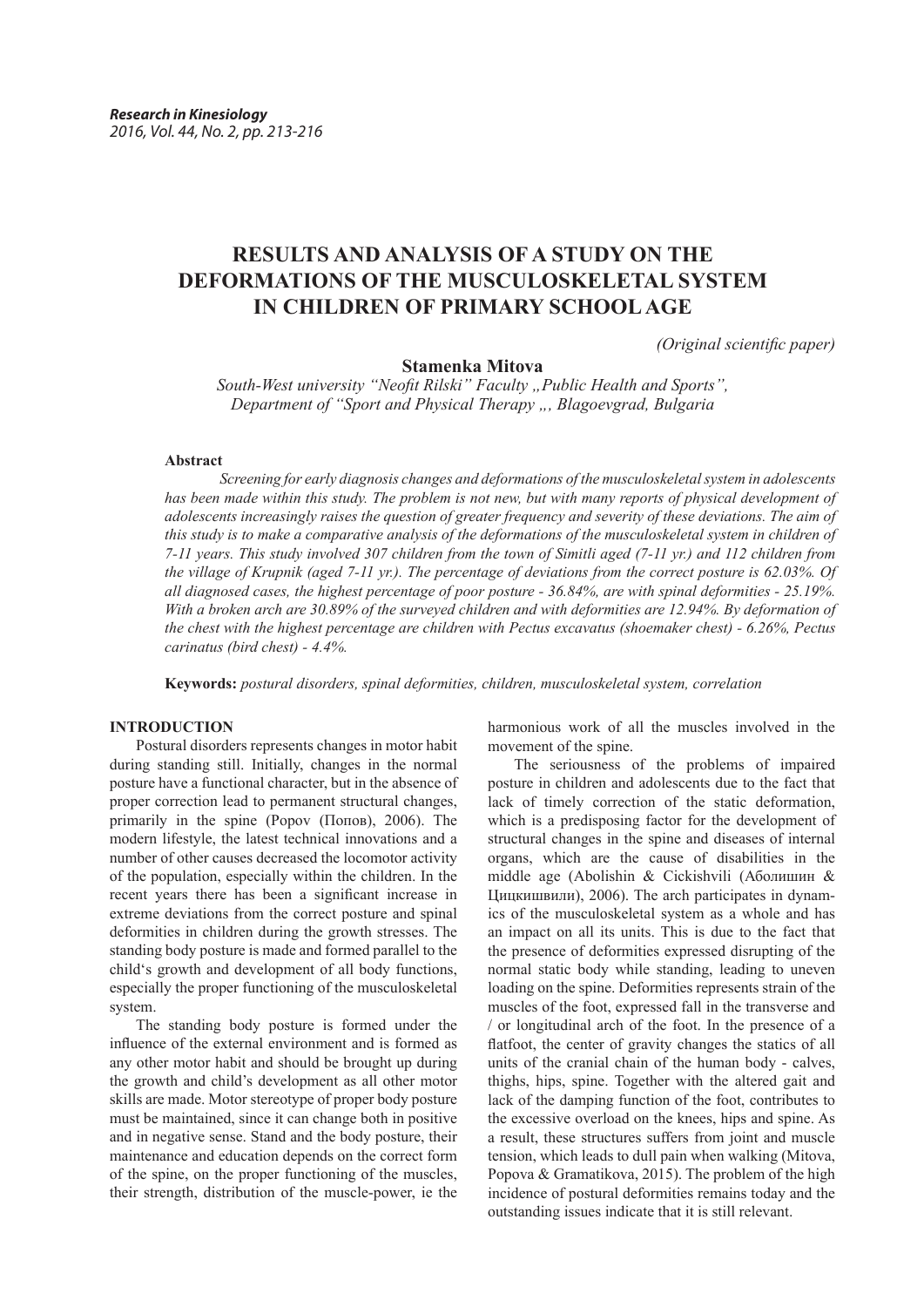# RESULTS AND ANALYSIS OF A STUDY ON THE DEFORMATIONS OF THE MUSCULOSKELETAL SYSTEM IN CHILDREN OF PRIMARY SCHOOL AGE

*(Original scientific paper)*

**Stamenka Mitova**

*South-West university "Neofit Rilski" Faculty „Public Health and Sports", Department of "Sport and Physical Therapy „, Blagoevgrad, Bulgaria*

**Abstract**

*Screening for early diagnosis changes and deformations of the musculoskeletal system in adolescents has been made within this study. The problem is not new, but with many reports of physical development of adolescents increasingly raises the question of greater frequency and severity of these deviations. The aim of this study is to make a comparative analysis of the deformations of the musculoskeletal system in children of 7-11 years. This study involved 307 children from the town of Simitli aged (7-11 yr.) and 112 children from the village of Krupnik (aged 7-11 yr.). The percentage of deviations from the correct posture is 62.03%. Of all diagnosed cases, the highest percentage of poor posture - 36.84%, are with spinal deformities - 25.19%. With a broken arch are 30.89% of the surveyed children and with deformities is 12.94%. By deformation of the chest with the highest percentage are children with Pectus excavatus (shoemaker chest) - 6.26%, Pectus carinatus (bird chest) - 4.4%.*

**Keywords:** *postural disorders, spinal deformities, children, musculoskeletal system, correlation*

## INTRODUCTION

Postural disorders represents changes in motor habit during standing still. Initially, changes in the normal posture have a functional character, but in the absence of proper correction lead to permanent structural changes, primarily in the spine (Popov (Попов), 2006). The modern lifestyle, the latest technical innovations and a number of other causes decreased the locomotor activity of the population, especially within the children. In the recent years there has been a significant increase in extreme deviations from the correct posture and spinal deformities in children during the growth stresses. The standing body posture is made and formed parallel to the child's growth and development of all body functions, especially the proper functioning of the musculoskeletal system.

The standing body posture is formed under the influence of the external environment and is formed as any other motor habit and should be brought up during the growth and child's development as all other motor skills are made. Motor stereotype of proper body posture must be maintained, since it can change both in positive and in negative sense. Stand and the body posture, their maintenance and education depends on the correct form of the spine, on the proper functioning of the muscles, their strength, distribution of the muscle-power, ie the harmonious work of all the muscles involved in the movement of the spine.

The seriousness of the problems of impaired posture in children and adolescents due to the fact that lack of timely correction of the static deformation, which is a predisposing factor for the development of structural changes in the spine and diseases of internal organs, which are the cause of disabilities in the middle age (Abolishin & Cickishvili (Аболишин & Цицкишвили), 2006). The arch participates in dynamics of the musculoskeletal system as a whole and has an impact on all its units. This is due to the fact that the presence of deformities expressed disrupting of the normal static body while standing, leading to uneven loading on the spine. Deformities represents strain of the muscles of the foot, expressed fall in the transverse and / or longitudinal arch of the foot. In the presence of a flatfoot, the center of gravity changes the statics of all units of the cranial chain of the human body - calves, thighs, hips, spine. Together with the altered gait and lack of the damping function of the foot, contributes to the excessive overload on the knees, hips and spine. As a result, these structures suffers from joint and muscle tension, which leads to dull pain when walking (Mitova, Popova & Gramatikova, 2015). The problem of the high incidence of postural deformities remains today and the outstanding issues indicate that it is still relevant.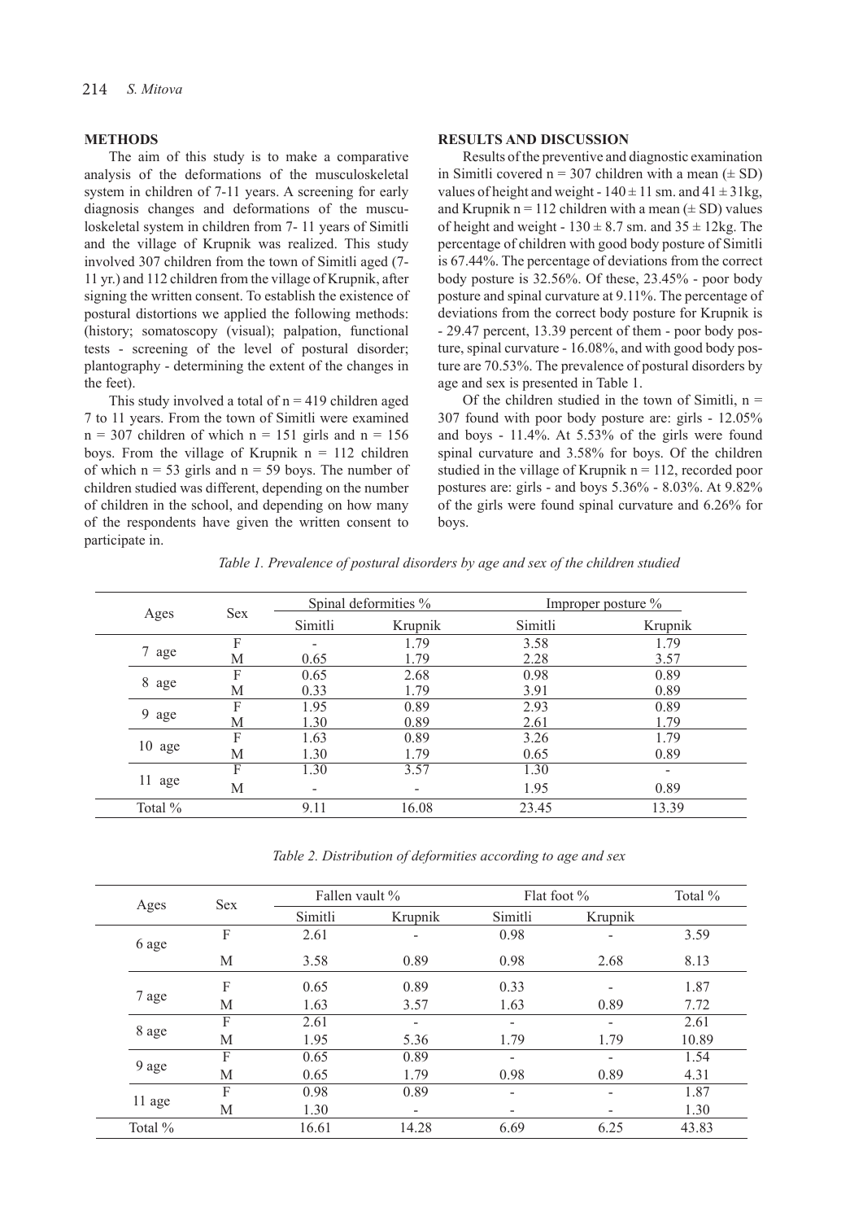## METHODS

The aim of this study is to make a comparative analysis of the deformations of the musculoskeletal system in children of 7-11 years. A screening for early diagnosis changes and deformations of the musculoskeletal system in children from 7- 11 years of Simitli and the village of Krupnik was realized. This study involved 307 children from the town of Simitli aged (7-11 yr.) and 112 children from the village of Krupnik, after signing the written consent. To establish the existence of postural distortions we applied the following methods: (history; somatoscopy (visual); palpation, functional tests - screening of the level of postural disorder; plantography - determining the extent of the changes in the feet).

This study involved a total of n = 419 children aged 7 to 11 years. From the town of Simitli were examined n = 307 children of which n = 151 girls and n = 156 boys. From the village of Krupnik n = 112 children of which n = 53 girls and n = 59 boys. The number of children studied was different, depending on the number of children in the school, and depending on how many of the respondents have given the written consent to participate in.

## RESULTS AND DISCUSSION

Results of the preventive and diagnostic examination in Simitli covered n = 307 children with a mean (± SD) values of height and weight - 140 ± 11 sm. and 41 ± 31kg, and Krupnik n = 112 children with a mean (± SD) values of height and weight - 130 ± 8.7 sm. and 35 ± 12kg. The percentage of children with good body posture of Simitli is 67.44%. The percentage of deviations from the correct body posture is 32.56%. Of these, 23.45% - poor body posture and spinal curvature at 9.11%. The percentage of deviations from the correct body posture for Krupnik is - 29.47 percent, 13.39 percent of them - poor body posture, spinal curvature - 16.08%, and with good body posture are 70.53%. The prevalence of postural disorders by age and sex is presented in Table 1.

Of the children studied in the town of Simitli, n = 307 found with poor body posture are: girls - 12.05% and boys - 11.4%. At 5.53% of the girls were found spinal curvature and 3.58% for boys. Of the children studied in the village of Krupnik n = 112, recorded poor postures are: girls - and boys 5.36% - 8.03%. At 9.82% of the girls were found spinal curvature and 6.26% for boys.

*Table 1. Prevalence of postural disorders by age and sex of the children studied*

| Ages | Sex | Spinal deformities % | | Improper posture % | |
|---|---|---|---|---|---|
| | | Simitli | Krupnik | Simitli | Krupnik |
| 7 age | F | - | 1.79 | 3.58 | 1.79 |
| | M | 0.65 | 1.79 | 2.28 | 3.57 |
| 8 age | F | 0.65 | 2.68 | 0.98 | 0.89 |
| | M | 0.33 | 1.79 | 3.91 | 0.89 |
| 9 age | F | 1.95 | 0.89 | 2.93 | 0.89 |
| | M | 1.30 | 0.89 | 2.61 | 1.79 |
| 10 age | F | 1.63 | 0.89 | 3.26 | 1.79 |
| | M | 1.30 | 1.79 | 0.65 | 0.89 |
| 11 age | F | 1.30 | 3.57 | 1.30 | - |
| | M | - | - | 1.95 | 0.89 |
| Total % | | 9.11 | 16.08 | 23.45 | 13.39 |

*Table 2. Distribution of deformities according to age and sex*

| Ages | Sex | Fallen vault % | | Flat foot % | | Total % |
|---|---|---|---|---|---|---|
| | | Simitli | Krupnik | Simitli | Krupnik | |
| 6 age | F | 2.61 | - | 0.98 | - | 3.59 |
| | M | 3.58 | 0.89 | 0.98 | 2.68 | 8.13 |
| 7 age | F | 0.65 | 0.89 | 0.33 | - | 1.87 |
| | M | 1.63 | 3.57 | 1.63 | 0.89 | 7.72 |
| 8 age | F | 2.61 | - | - | - | 2.61 |
| | M | 1.95 | 5.36 | 1.79 | 1.79 | 10.89 |
| 9 age | F | 0.65 | 0.89 | - | - | 1.54 |
| | M | 0.65 | 1.79 | 0.98 | 0.89 | 4.31 |
| 11 age | F | 0.98 | 0.89 | - | - | 1.87 |
| | M | 1.30 | - | - | - | 1.30 |
| Total % | | 16.61 | 14.28 | 6.69 | 6.25 | 43.83 |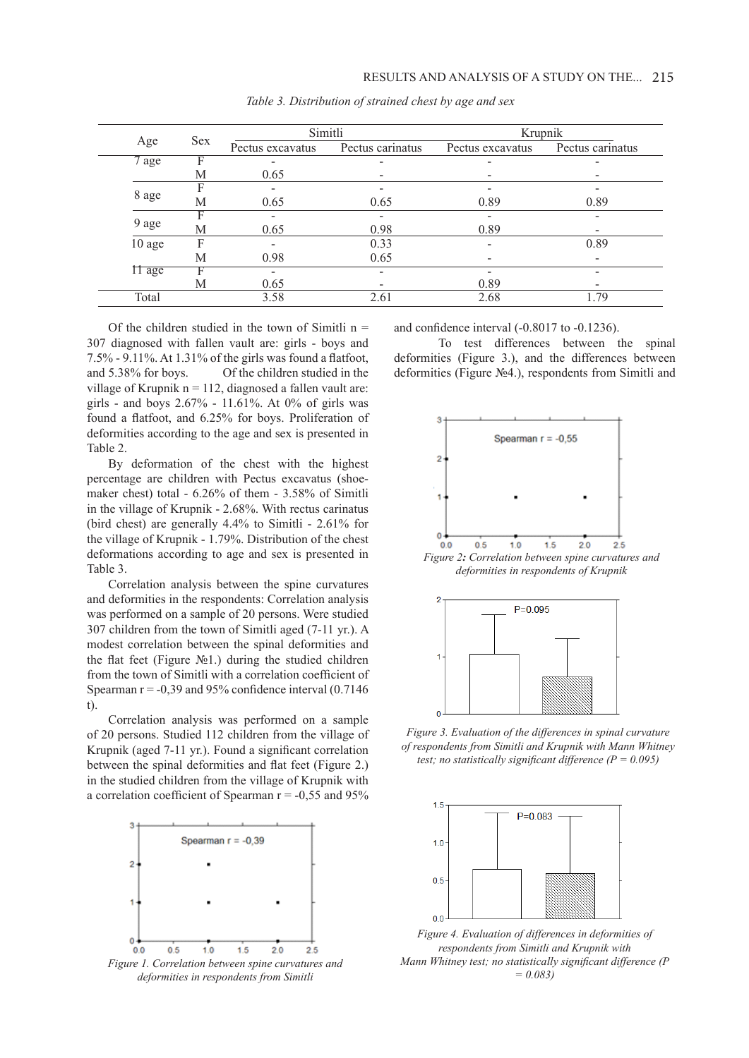*Table 3. Distribution of strained chest by age and sex*

| Age | Sex | Simitli | | Krupnik | |
|---|---|---|---|---|---|
| | | Pectus excavatus | Pectus carinatus | Pectus excavatus | Pectus carinatus |
| 7 age | F | - | - | - | - |
| | M | 0.65 | - | - | - |
| 8 age | F | - | - | - | - |
| | M | 0.65 | 0.65 | 0.89 | 0.89 |
| 9 age | F | - | - | - | - |
| | M | 0.65 | 0.98 | 0.89 | - |
| 10 age | F | - | 0.33 | - | 0.89 |
| | M | 0.98 | 0.65 | - | - |
| 11 age | F | - | - | - | - |
| | M | 0.65 | - | 0.89 | - |
| Total | | 3.58 | 2.61 | 2.68 | 1.79 |

Of the children studied in the town of Simitli n = 307 diagnosed with fallen vault are: girls - boys and 7.5% - 9.11%. At 1.31% of the girls was found a flatfoot, and 5.38% for boys. Of the children studied in the village of Krupnik n = 112, diagnosed a fallen vault are: girls - and boys 2.67% - 11.61%. At 0% of girls was found a flatfoot, and 6.25% for boys. Proliferation of deformities according to the age and sex is presented in Table 2.

By deformation of the chest with the highest percentage are children with Pectus excavatus (shoe-maker chest) total - 6.26% of them - 3.58% of Simitli in the village of Krupnik - 2.68%. With rectus carinatus (bird chest) are generally 4.4% to Simitli - 2.61% for the village of Krupnik - 1.79%. Distribution of the chest deformations according to age and sex is presented in Table 3.

Correlation analysis between the spine curvatures and deformities in the respondents: Correlation analysis was performed on a sample of 20 persons. Were studied 307 children from the town of Simitli aged (7-11 yr.). A modest correlation between the spinal deformities and the flat feet (Figure №1.) during the studied children from the town of Simitli with a correlation coefficient of Spearman r = -0,39 and 95% confidence interval (0.7146 t).

Correlation analysis was performed on a sample of 20 persons. Studied 112 children from the village of Krupnik (aged 7-11 yr.). Found a significant correlation between the spinal deformities and flat feet (Figure 2.) in the studied children from the village of Krupnik with a correlation coefficient of Spearman r = -0,55 and 95% and confidence interval (-0.8017 to -0.1236).

*Figure 1. Correlation between spine curvatures and deformities in respondents from Simitli*

To test differences between the spinal deformities (Figure 3.), and the differences between deformities (Figure №4.), respondents from Simitli and

*Figure 2: Correlation between spine curvatures and deformities in respondents of Krupnik*

*Figure 3. Evaluation of the differences in spinal curvature of respondents from Simitli and Krupnik with Mann Whitney test; no statistically significant difference (P = 0.095)*

*Figure 4. Evaluation of differences in deformities of respondents from Simitli and Krupnik with Mann Whitney test; no statistically significant difference (P = 0.083)*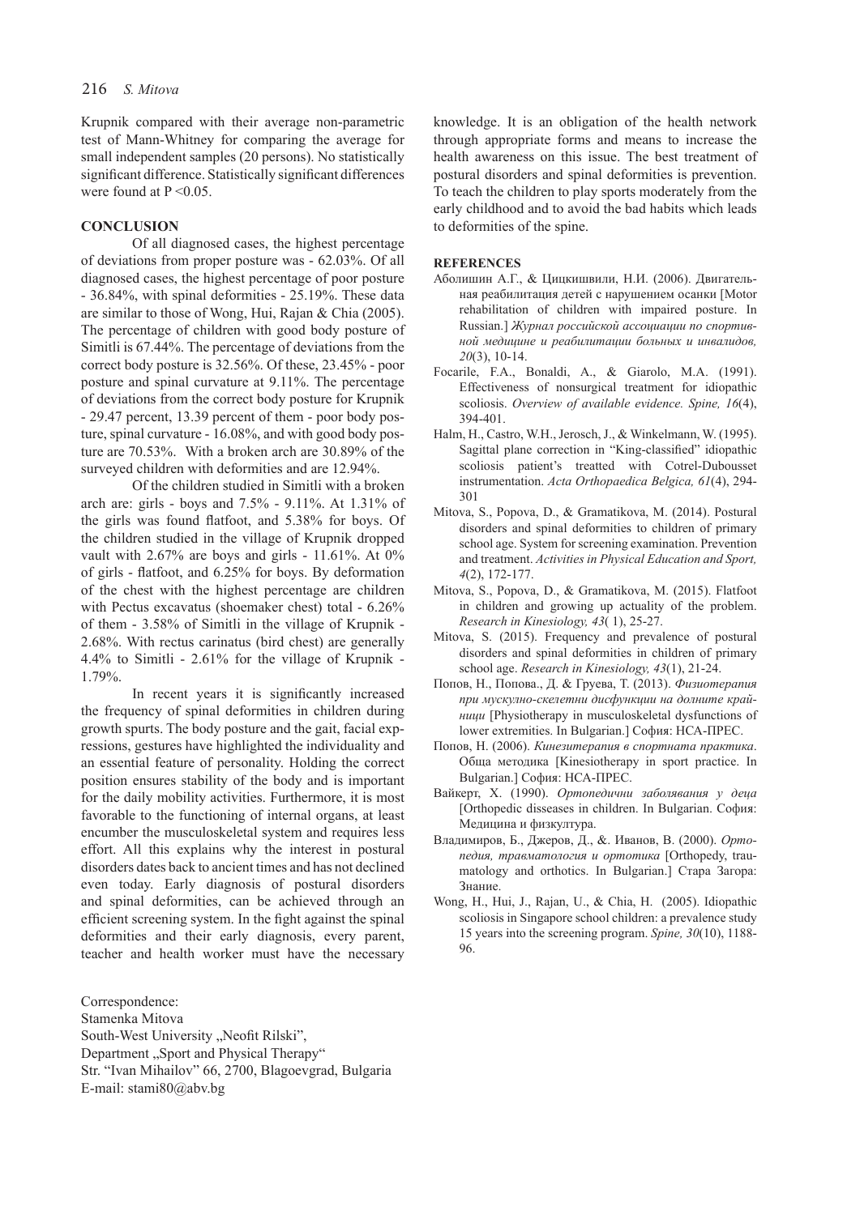Krupnik compared with their average non-parametric test of Mann-Whitney for comparing the average for small independent samples (20 persons). No statistically significant difference. Statistically significant differences were found at $P < 0.05$.

## CONCLUSION

Of all diagnosed cases, the highest percentage of deviations from proper posture was - 62.03%. Of all diagnosed cases, the highest percentage of poor posture - 36.84%, with spinal deformities - 25.19%. These data are similar to those of Wong, Hui, Rajan & Chia (2005). The percentage of children with good body posture of Simitli is 67.44%. The percentage of deviations from the correct body posture is 32.56%. Of these, 23.45% - poor posture and spinal curvature at 9.11%. The percentage of deviations from the correct body posture for Krupnik - 29.47 percent, 13.39 percent of them - poor body posture, spinal curvature - 16.08%, and with good body posture are 70.53%. With a broken arch are 30.89% of the surveyed children with deformities and are 12.94%.

Of the children studied in Simitli with a broken arch are: girls - boys and 7.5% - 9.11%. At 1.31% of the girls was found flatfoot, and 5.38% for boys. Of the children studied in the village of Krupnik dropped vault with 2.67% are boys and girls - 11.61%. At 0% of girls - flatfoot, and 6.25% for boys. By deformation of the chest with the highest percentage are children with Pectus excavatus (shoemaker chest) total - 6.26% of them - 3.58% of Simitli in the village of Krupnik - 2.68%. With rectus carinatus (bird chest) are generally 4.4% to Simitli - 2.61% for the village of Krupnik - 1.79%.

In recent years it is significantly increased the frequency of spinal deformities in children during growth spurts. The body posture and the gait, facial expressions, gestures have highlighted the individuality and an essential feature of personality. Holding the correct position ensures stability of the body and is important for the daily mobility activities. Furthermore, it is most favorable to the functioning of internal organs, at least encumber the musculoskeletal system and requires less effort. All this explains why the interest in postural disorders dates back to ancient times and has not declined even today. Early diagnosis of postural disorders and spinal deformities, can be achieved through an efficient screening system. In the fight against the spinal deformities and their early diagnosis, every parent, teacher and health worker must have the necessary knowledge. It is an obligation of the health network through appropriate forms and means to increase the health awareness on this issue. The best treatment of postural disorders and spinal deformities is prevention. To teach the children to play sports moderately from the early childhood and to avoid the bad habits which leads to deformities of the spine.

## REFERENCES

Аболишин А.Г., & Цицкишвили, Н.И. (2006). Двигательная реабилитация детей с нарушением осанки [Motor rehabilitation of children with impaired posture. In Russian.] *Журнал российской ассоциации по спортивной медицине и реабилитации больных и инвалидов, 20*(3), 10-14.

Focarile, F.A., Bonaldi, A., & Giarolo, M.A. (1991). Effectiveness of nonsurgical treatment for idiopathic scoliosis. *Overview of available evidence. Spine, 16*(4), 394-401.

Halm, H., Castro, W.H., Jerosch, J., & Winkelmann, W. (1995). Sagittal plane correction in "King-classified" idiopathic scoliosis patient's treatted with Cotrel-Dubousset instrumentation. *Acta Orthopaedica Belgica, 61*(4), 294-301

Mitova, S., Popova, D., & Gramatikova, M. (2014). Postural disorders and spinal deformities to children of primary school age. System for screening examination. Prevention and treatment. *Activities in Physical Education and Sport, 4*(2), 172-177.

Mitova, S., Popova, D., & Gramatikova, M. (2015). Flatfoot in children and growing up actuality of the problem. *Research in Kinesiology, 43*( 1), 25-27.

Mitova, S. (2015). Frequency and prevalence of postural disorders and spinal deformities in children of primary school age. *Research in Kinesiology, 43*(1), 21-24.

Попов, Н., Попова., Д. & Груева, Т. (2013). *Физиотерапия при мускулно-скелетни дисфункции на долните крайници* [Physiotherapy in musculoskeletal dysfunctions of lower extremities. In Bulgarian.] София: НСА-ПРЕС.

Попов, Н. (2006). *Кинезитерапия в спортната практика*. Обща методика [Kinesiotherapy in sport practice. In Bulgarian.] София: НСА-ПРЕС.

Вайкерт, Х. (1990). *Ортопедични заболявания у деца* [Orthopedic disseases in children. In Bulgarian. София: Медицина и физкултура.

Владимиров, Б., Джеров, Д., &. Иванов, В. (2000). *Ортопедия, травматология и ортотика* [Orthopedy, traumatology and orthotics. In Bulgarian.] Стара Загора: Знание.

Wong, H., Hui, J., Rajan, U., & Chia, H. (2005). Idiopathic scoliosis in Singapore school children: a prevalence study 15 years into the screening program. *Spine, 30*(10), 1188-96.

Correspondence:
Stamenka Mitova
South-West University „Neofit Rilski",
Department „Sport and Physical Therapy"
Str. "Ivan Mihailov" 66, 2700, Blagoevgrad, Bulgaria
E-mail: stami80@abv.bg